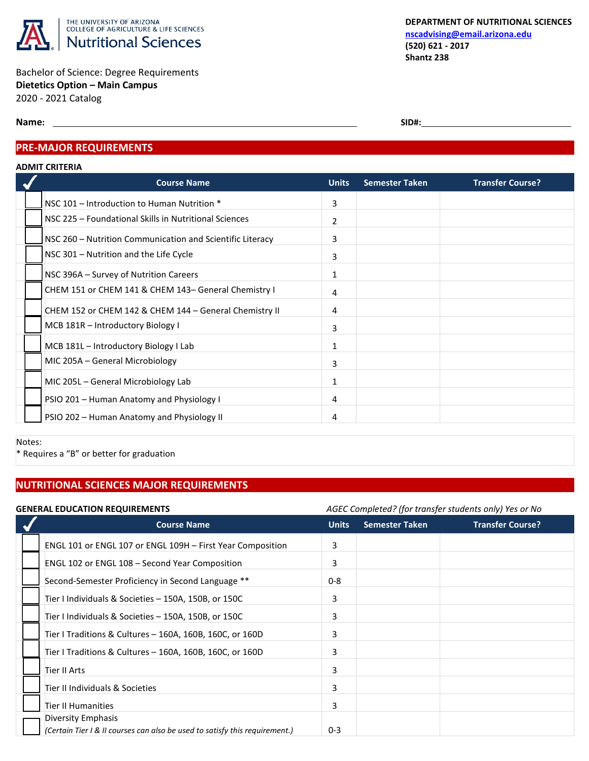THE UNIVERSITY OF ARIZONA
COLLEGE OF AGRICULTURE & LIFE SCIENCES
Nutritional Sciences

**DEPARTMENT OF NUTRITIONAL SCIENCES**
**nscadvising@email.arizona.edu**
**(520) 621 - 2017**
**Shantz 238**

Bachelor of Science: Degree Requirements
**Dietetics Option – Main Campus**
2020 - 2021 Catalog

**Name:** ______________________ **SID#:** ______________________

## PRE-MAJOR REQUIREMENTS

**ADMIT CRITERIA**

| ✓ | Course Name | Units | Semester Taken | Transfer Course? |
|---|---|---|---|---|
| ☐ | NSC 101 – Introduction to Human Nutrition * | 3 | | |
| ☐ | NSC 225 – Foundational Skills in Nutritional Sciences | 2 | | |
| ☐ | NSC 260 – Nutrition Communication and Scientific Literacy | 3 | | |
| ☐ | NSC 301 – Nutrition and the Life Cycle | 3 | | |
| ☐ | NSC 396A – Survey of Nutrition Careers | 1 | | |
| ☐ | CHEM 151 or CHEM 141 & CHEM 143– General Chemistry I | 4 | | |
| ☐ | CHEM 152 or CHEM 142 & CHEM 144 – General Chemistry II | 4 | | |
| ☐ | MCB 181R – Introductory Biology I | 3 | | |
| ☐ | MCB 181L – Introductory Biology I Lab | 1 | | |
| ☐ | MIC 205A – General Microbiology | 3 | | |
| ☐ | MIC 205L – General Microbiology Lab | 1 | | |
| ☐ | PSIO 201 – Human Anatomy and Physiology I | 4 | | |
| ☐ | PSIO 202 – Human Anatomy and Physiology II | 4 | | |

Notes:
* Requires a "B" or better for graduation

## NUTRITIONAL SCIENCES MAJOR REQUIREMENTS

**GENERAL EDUCATION REQUIREMENTS** *AGEC Completed? (for transfer students only) Yes or No*

| ✓ | Course Name | Units | Semester Taken | Transfer Course? |
|---|---|---|---|---|
| ☐ | ENGL 101 or ENGL 107 or ENGL 109H – First Year Composition | 3 | | |
| ☐ | ENGL 102 or ENGL 108 – Second Year Composition | 3 | | |
| ☐ | Second-Semester Proficiency in Second Language ** | 0-8 | | |
| ☐ | Tier I Individuals & Societies – 150A, 150B, or 150C | 3 | | |
| ☐ | Tier I Individuals & Societies – 150A, 150B, or 150C | 3 | | |
| ☐ | Tier I Traditions & Cultures – 160A, 160B, 160C, or 160D | 3 | | |
| ☐ | Tier I Traditions & Cultures – 160A, 160B, 160C, or 160D | 3 | | |
| ☐ | Tier II Arts | 3 | | |
| ☐ | Tier II Individuals & Societies | 3 | | |
| ☐ | Tier II Humanities | 3 | | |
| ☐ | Diversity Emphasis *(Certain Tier I & II courses can also be used to satisfy this requirement.)* | 0-3 | | |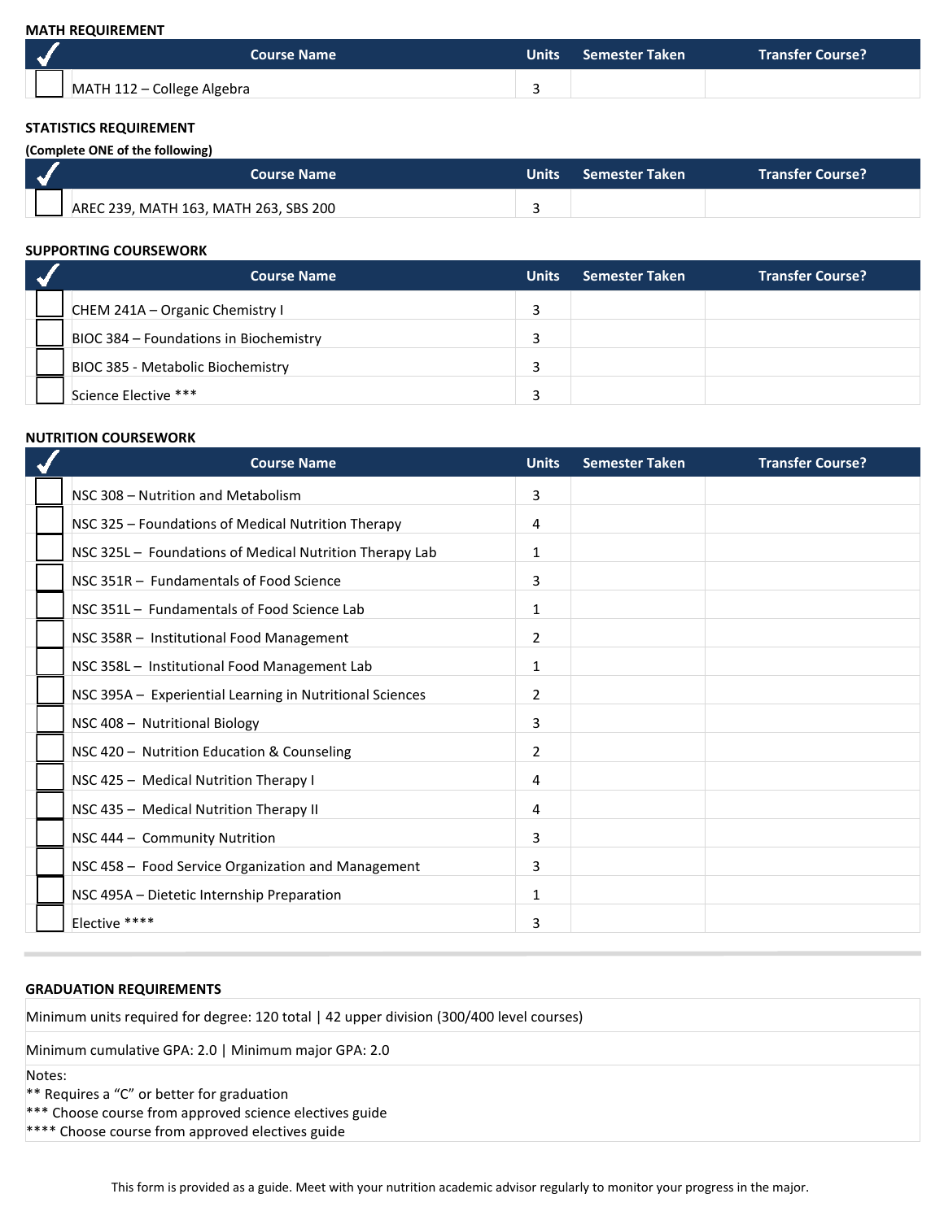## MATH REQUIREMENT

| ✓ | Course Name | Units | Semester Taken | Transfer Course? |
|---|---|---|---|---|
| ☐ | MATH 112 – College Algebra | 3 | | |

## STATISTICS REQUIREMENT

**(Complete ONE of the following)**

| ✓ | Course Name | Units | Semester Taken | Transfer Course? |
|---|---|---|---|---|
| ☐ | AREC 239, MATH 163, MATH 263, SBS 200 | 3 | | |

## SUPPORTING COURSEWORK

| ✓ | Course Name | Units | Semester Taken | Transfer Course? |
|---|---|---|---|---|
| ☐ | CHEM 241A – Organic Chemistry I | 3 | | |
| ☐ | BIOC 384 – Foundations in Biochemistry | 3 | | |
| ☐ | BIOC 385 - Metabolic Biochemistry | 3 | | |
| ☐ | Science Elective *** | 3 | | |

## NUTRITION COURSEWORK

| ✓ | Course Name | Units | Semester Taken | Transfer Course? |
|---|---|---|---|---|
| ☐ | NSC 308 – Nutrition and Metabolism | 3 | | |
| ☐ | NSC 325 – Foundations of Medical Nutrition Therapy | 4 | | |
| ☐ | NSC 325L – Foundations of Medical Nutrition Therapy Lab | 1 | | |
| ☐ | NSC 351R – Fundamentals of Food Science | 3 | | |
| ☐ | NSC 351L – Fundamentals of Food Science Lab | 1 | | |
| ☐ | NSC 358R – Institutional Food Management | 2 | | |
| ☐ | NSC 358L – Institutional Food Management Lab | 1 | | |
| ☐ | NSC 395A – Experiential Learning in Nutritional Sciences | 2 | | |
| ☐ | NSC 408 – Nutritional Biology | 3 | | |
| ☐ | NSC 420 – Nutrition Education & Counseling | 2 | | |
| ☐ | NSC 425 – Medical Nutrition Therapy I | 4 | | |
| ☐ | NSC 435 – Medical Nutrition Therapy II | 4 | | |
| ☐ | NSC 444 – Community Nutrition | 3 | | |
| ☐ | NSC 458 – Food Service Organization and Management | 3 | | |
| ☐ | NSC 495A – Dietetic Internship Preparation | 1 | | |
| ☐ | Elective **** | 3 | | |

## GRADUATION REQUIREMENTS

Minimum units required for degree: 120 total | 42 upper division (300/400 level courses)

Minimum cumulative GPA: 2.0 | Minimum major GPA: 2.0

Notes:
** Requires a “C” or better for graduation
*** Choose course from approved science electives guide
**** Choose course from approved electives guide

This form is provided as a guide. Meet with your nutrition academic advisor regularly to monitor your progress in the major.